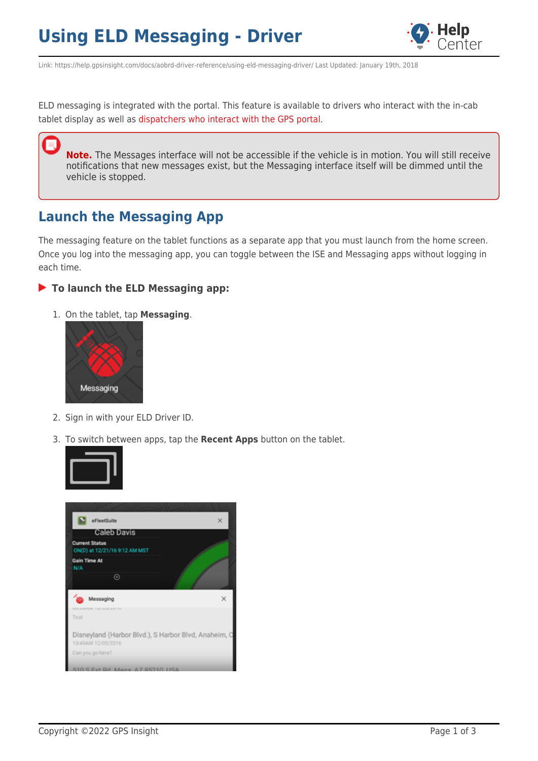# Using ELD Messaging - Driver

Link: https://help.gpsinsight.com/docs/aobrd-driver-reference/using-eld-messaging-driver/ Last Updated: January 19th, 2018

ELD messaging is integrated with the portal. This feature is available to drivers who interact with the in-cab tablet display as well as dispatchers who interact with the GPS portal.

> **Note.** The Messages interface will not be accessible if the vehicle is in motion. You will still receive notifications that new messages exist, but the Messaging interface itself will be dimmed until the vehicle is stopped.

## Launch the Messaging App

The messaging feature on the tablet functions as a separate app that you must launch from the home screen. Once you log into the messaging app, you can toggle between the ISE and Messaging apps without logging in each time.

### To launch the ELD Messaging app:

1. On the tablet, tap **Messaging**.
2. Sign in with your ELD Driver ID.
3. To switch between apps, tap the **Recent Apps** button on the tablet.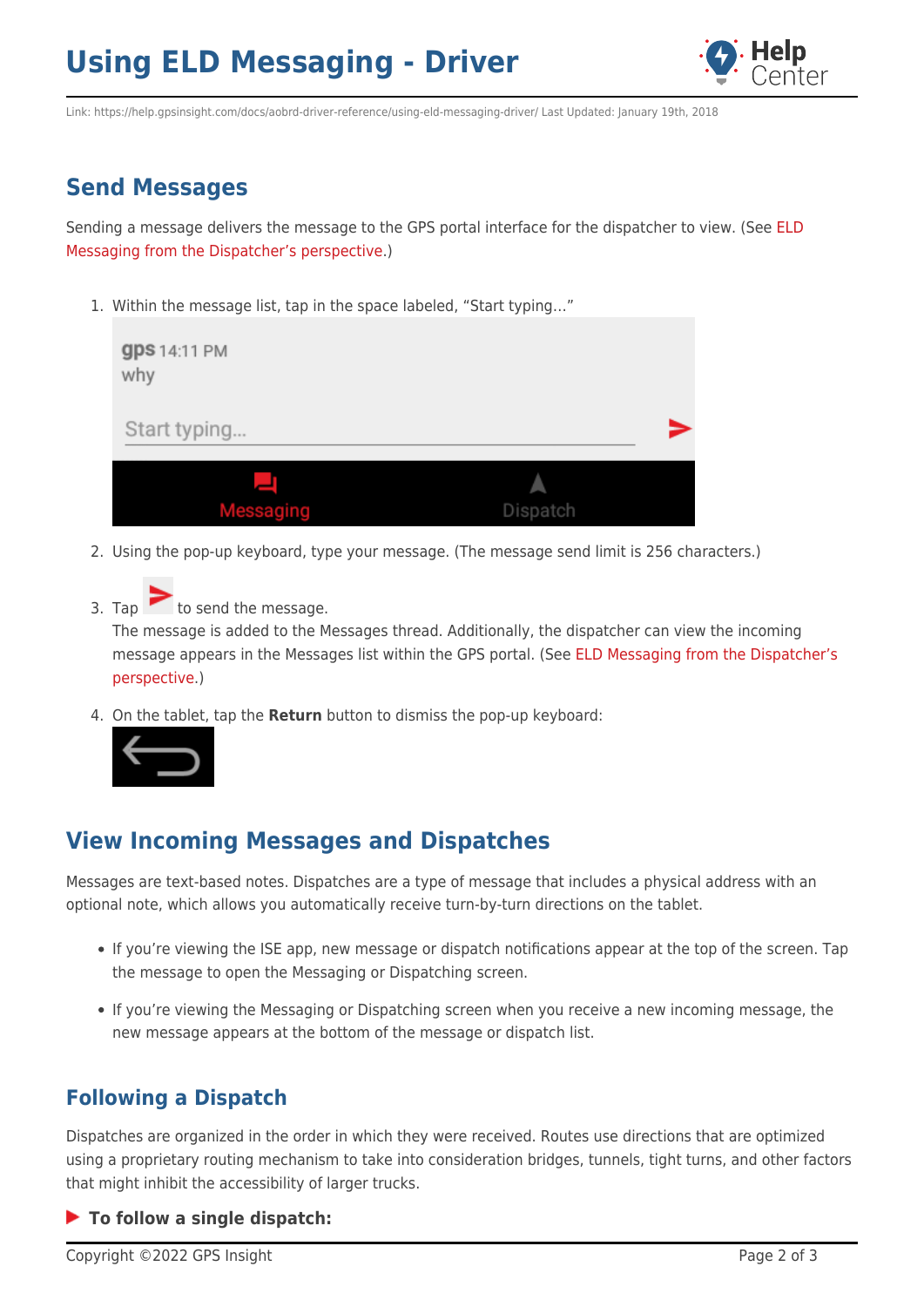## Send Messages

Sending a message delivers the message to the GPS portal interface for the dispatcher to view. (See ELD Messaging from the Dispatcher's perspective.)

1. Within the message list, tap in the space labeled, "Start typing…"
2. Using the pop-up keyboard, type your message. (The message send limit is 256 characters.)
3. Tap to send the message.
   The message is added to the Messages thread. Additionally, the dispatcher can view the incoming message appears in the Messages list within the GPS portal. (See ELD Messaging from the Dispatcher's perspective.)
4. On the tablet, tap the **Return** button to dismiss the pop-up keyboard:

## View Incoming Messages and Dispatches

Messages are text-based notes. Dispatches are a type of message that includes a physical address with an optional note, which allows you automatically receive turn-by-turn directions on the tablet.

- If you're viewing the ISE app, new message or dispatch notifications appear at the top of the screen. Tap the message to open the Messaging or Dispatching screen.
- If you're viewing the Messaging or Dispatching screen when you receive a new incoming message, the new message appears at the bottom of the message or dispatch list.

### Following a Dispatch

Dispatches are organized in the order in which they were received. Routes use directions that are optimized using a proprietary routing mechanism to take into consideration bridges, tunnels, tight turns, and other factors that might inhibit the accessibility of larger trucks.

**To follow a single dispatch:**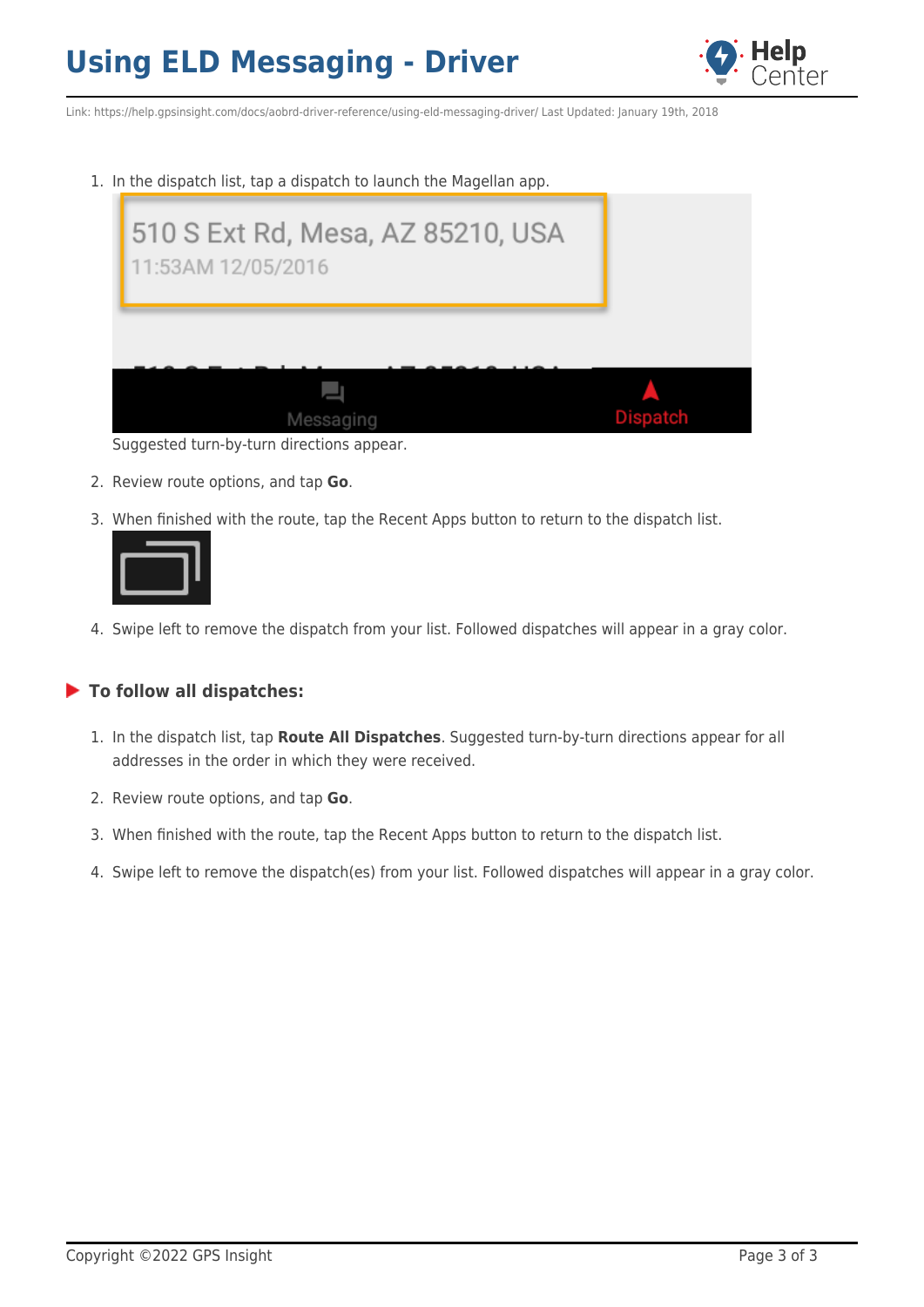1. In the dispatch list, tap a dispatch to launch the Magellan app.

   Suggested turn-by-turn directions appear.

2. Review route options, and tap **Go**.
3. When finished with the route, tap the Recent Apps button to return to the dispatch list.
4. Swipe left to remove the dispatch from your list. Followed dispatches will appear in a gray color.

### To follow all dispatches:

1. In the dispatch list, tap **Route All Dispatches**. Suggested turn-by-turn directions appear for all addresses in the order in which they were received.
2. Review route options, and tap **Go**.
3. When finished with the route, tap the Recent Apps button to return to the dispatch list.
4. Swipe left to remove the dispatch(es) from your list. Followed dispatches will appear in a gray color.